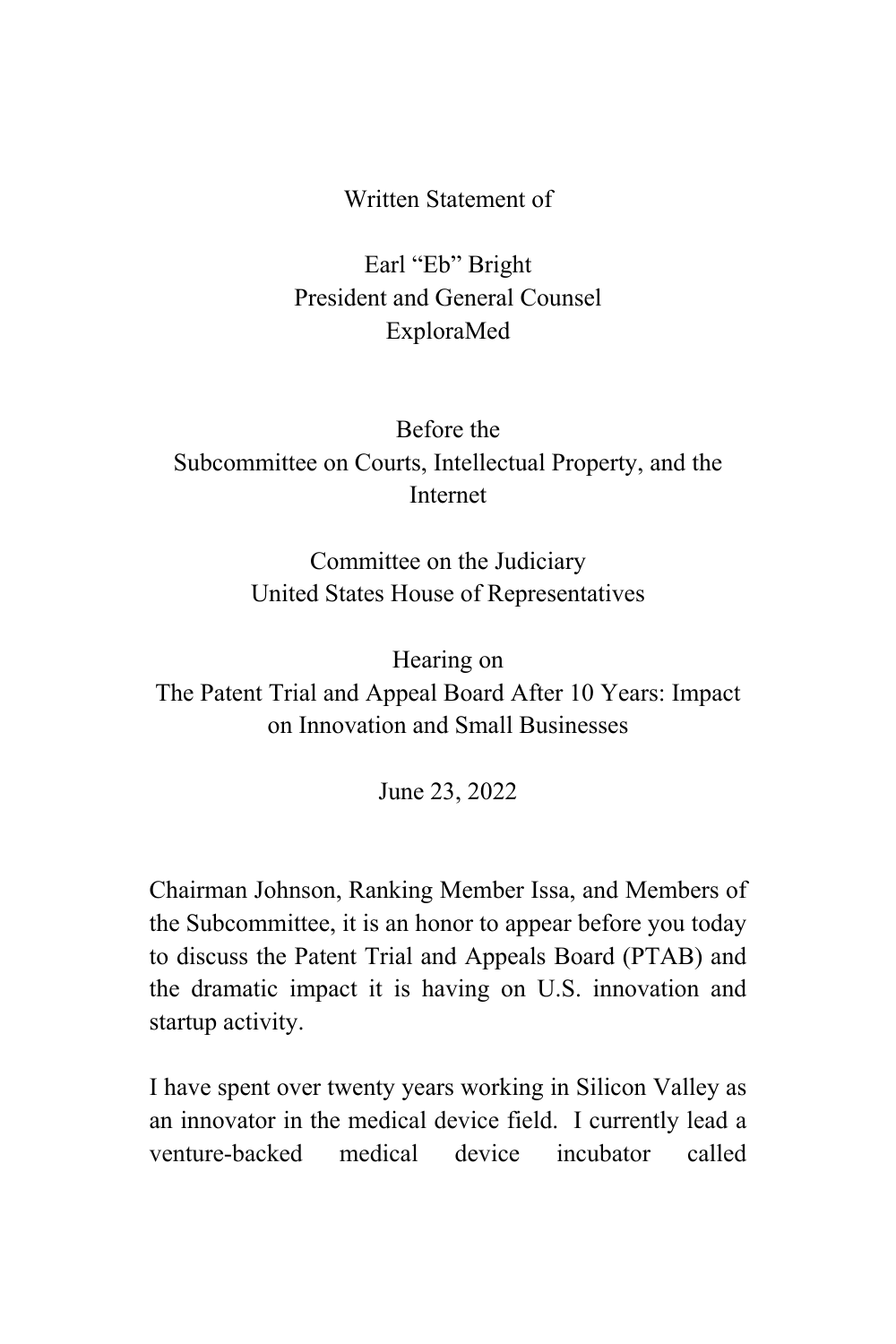Written Statement of

Earl “Eb” Bright
President and General Counsel
ExploraMed

Before the
Subcommittee on Courts, Intellectual Property, and the Internet

Committee on the Judiciary
United States House of Representatives

Hearing on
The Patent Trial and Appeal Board After 10 Years: Impact on Innovation and Small Businesses

June 23, 2022

Chairman Johnson, Ranking Member Issa, and Members of the Subcommittee, it is an honor to appear before you today to discuss the Patent Trial and Appeals Board (PTAB) and the dramatic impact it is having on U.S. innovation and startup activity.

I have spent over twenty years working in Silicon Valley as an innovator in the medical device field. I currently lead a venture-backed medical device incubator called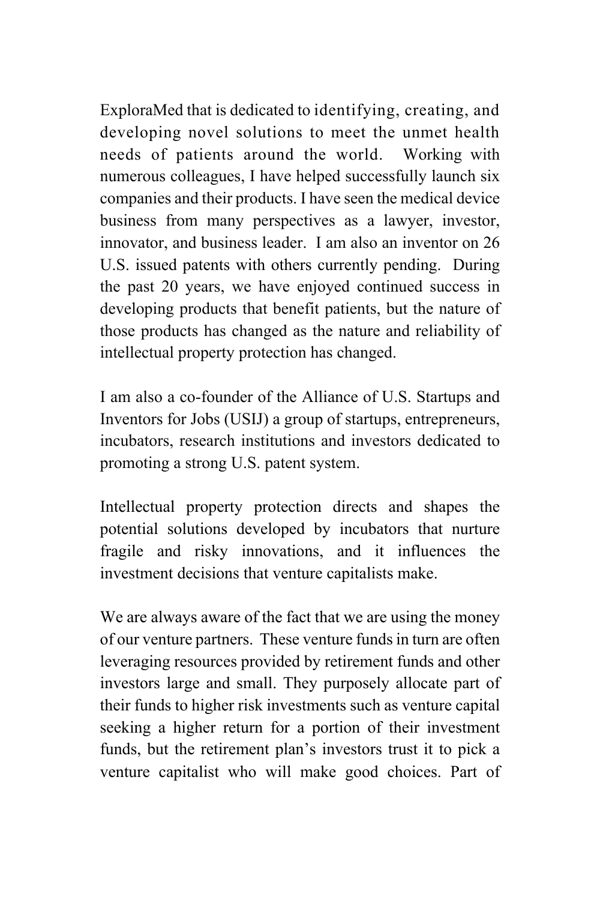ExploraMed that is dedicated to identifying, creating, and developing novel solutions to meet the unmet health needs of patients around the world. Working with numerous colleagues, I have helped successfully launch six companies and their products. I have seen the medical device business from many perspectives as a lawyer, investor, innovator, and business leader. I am also an inventor on 26 U.S. issued patents with others currently pending. During the past 20 years, we have enjoyed continued success in developing products that benefit patients, but the nature of those products has changed as the nature and reliability of intellectual property protection has changed.

I am also a co-founder of the Alliance of U.S. Startups and Inventors for Jobs (USIJ) a group of startups, entrepreneurs, incubators, research institutions and investors dedicated to promoting a strong U.S. patent system.

Intellectual property protection directs and shapes the potential solutions developed by incubators that nurture fragile and risky innovations, and it influences the investment decisions that venture capitalists make.

We are always aware of the fact that we are using the money of our venture partners. These venture funds in turn are often leveraging resources provided by retirement funds and other investors large and small. They purposely allocate part of their funds to higher risk investments such as venture capital seeking a higher return for a portion of their investment funds, but the retirement plan's investors trust it to pick a venture capitalist who will make good choices. Part of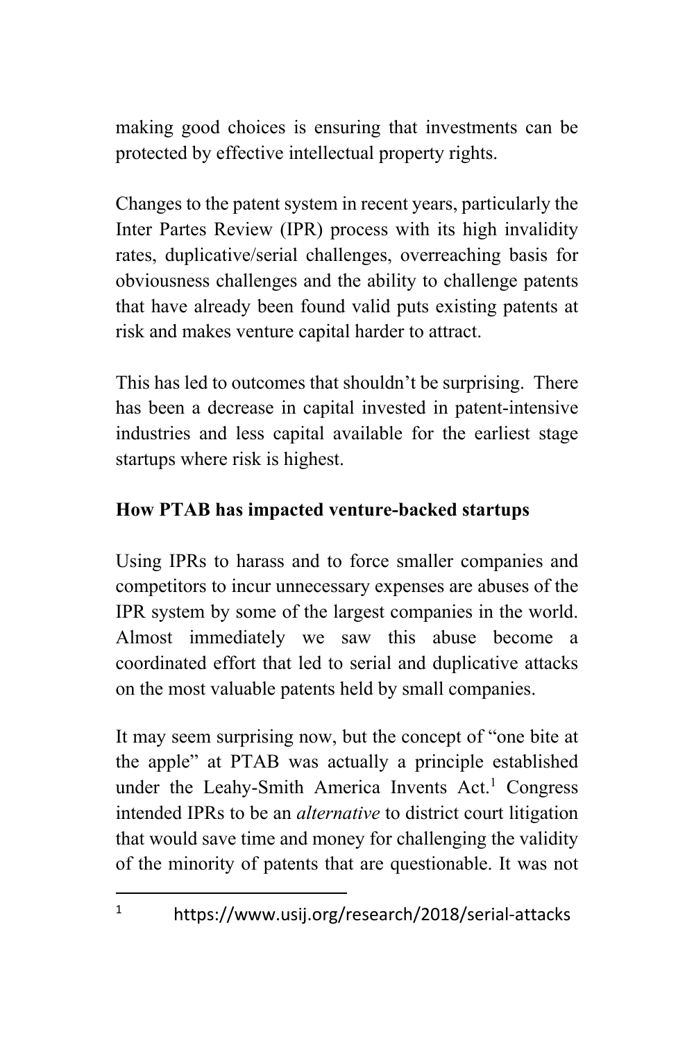making good choices is ensuring that investments can be protected by effective intellectual property rights.

Changes to the patent system in recent years, particularly the Inter Partes Review (IPR) process with its high invalidity rates, duplicative/serial challenges, overreaching basis for obviousness challenges and the ability to challenge patents that have already been found valid puts existing patents at risk and makes venture capital harder to attract.

This has led to outcomes that shouldn't be surprising. There has been a decrease in capital invested in patent-intensive industries and less capital available for the earliest stage startups where risk is highest.

**How PTAB has impacted venture-backed startups**

Using IPRs to harass and to force smaller companies and competitors to incur unnecessary expenses are abuses of the IPR system by some of the largest companies in the world. Almost immediately we saw this abuse become a coordinated effort that led to serial and duplicative attacks on the most valuable patents held by small companies.

It may seem surprising now, but the concept of "one bite at the apple" at PTAB was actually a principle established under the Leahy-Smith America Invents Act.[1] Congress intended IPRs to be an *alternative* to district court litigation that would save time and money for challenging the validity of the minority of patents that are questionable. It was not

[1] https://www.usij.org/research/2018/serial-attacks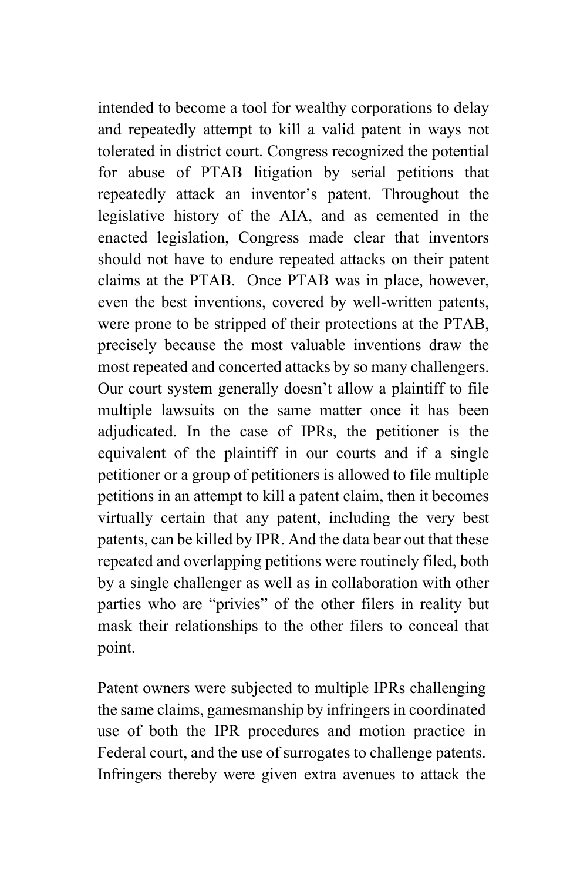intended to become a tool for wealthy corporations to delay and repeatedly attempt to kill a valid patent in ways not tolerated in district court. Congress recognized the potential for abuse of PTAB litigation by serial petitions that repeatedly attack an inventor's patent. Throughout the legislative history of the AIA, and as cemented in the enacted legislation, Congress made clear that inventors should not have to endure repeated attacks on their patent claims at the PTAB. Once PTAB was in place, however, even the best inventions, covered by well-written patents, were prone to be stripped of their protections at the PTAB, precisely because the most valuable inventions draw the most repeated and concerted attacks by so many challengers. Our court system generally doesn't allow a plaintiff to file multiple lawsuits on the same matter once it has been adjudicated. In the case of IPRs, the petitioner is the equivalent of the plaintiff in our courts and if a single petitioner or a group of petitioners is allowed to file multiple petitions in an attempt to kill a patent claim, then it becomes virtually certain that any patent, including the very best patents, can be killed by IPR. And the data bear out that these repeated and overlapping petitions were routinely filed, both by a single challenger as well as in collaboration with other parties who are "privies" of the other filers in reality but mask their relationships to the other filers to conceal that point.

Patent owners were subjected to multiple IPRs challenging the same claims, gamesmanship by infringers in coordinated use of both the IPR procedures and motion practice in Federal court, and the use of surrogates to challenge patents. Infringers thereby were given extra avenues to attack the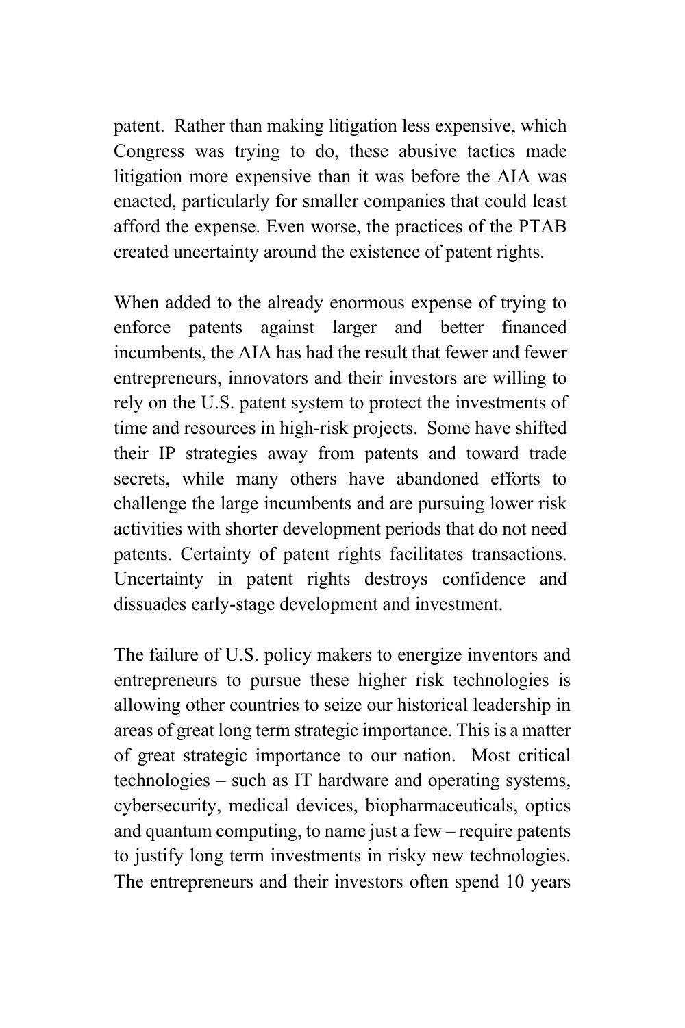patent. Rather than making litigation less expensive, which Congress was trying to do, these abusive tactics made litigation more expensive than it was before the AIA was enacted, particularly for smaller companies that could least afford the expense. Even worse, the practices of the PTAB created uncertainty around the existence of patent rights.

When added to the already enormous expense of trying to enforce patents against larger and better financed incumbents, the AIA has had the result that fewer and fewer entrepreneurs, innovators and their investors are willing to rely on the U.S. patent system to protect the investments of time and resources in high-risk projects. Some have shifted their IP strategies away from patents and toward trade secrets, while many others have abandoned efforts to challenge the large incumbents and are pursuing lower risk activities with shorter development periods that do not need patents. Certainty of patent rights facilitates transactions. Uncertainty in patent rights destroys confidence and dissuades early-stage development and investment.

The failure of U.S. policy makers to energize inventors and entrepreneurs to pursue these higher risk technologies is allowing other countries to seize our historical leadership in areas of great long term strategic importance. This is a matter of great strategic importance to our nation. Most critical technologies – such as IT hardware and operating systems, cybersecurity, medical devices, biopharmaceuticals, optics and quantum computing, to name just a few – require patents to justify long term investments in risky new technologies. The entrepreneurs and their investors often spend 10 years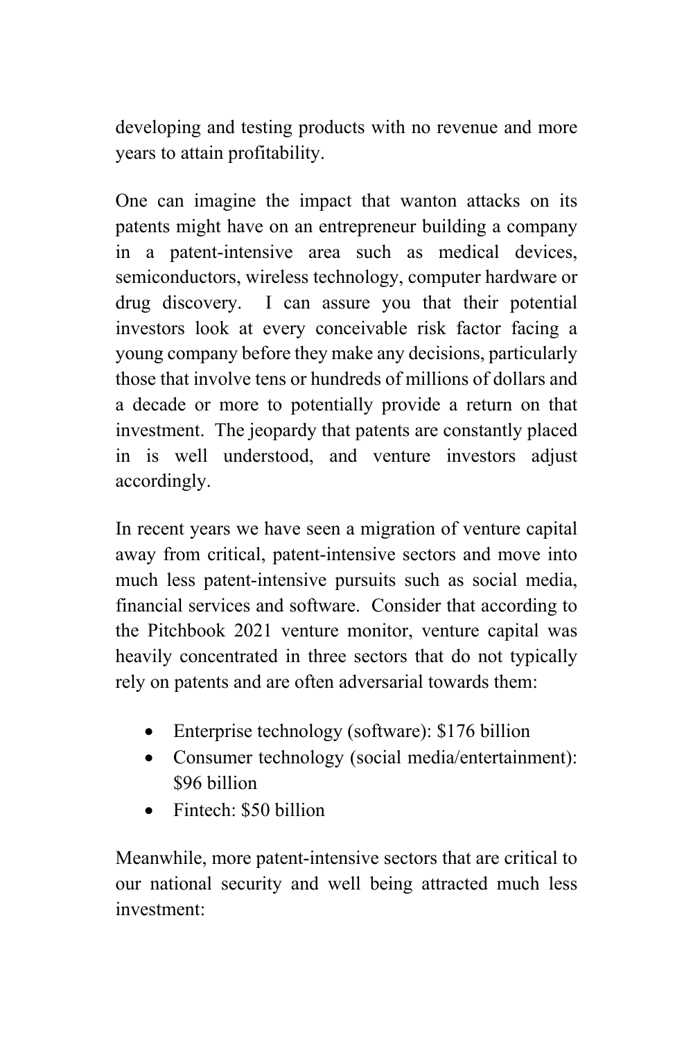developing and testing products with no revenue and more years to attain profitability.

One can imagine the impact that wanton attacks on its patents might have on an entrepreneur building a company in a patent-intensive area such as medical devices, semiconductors, wireless technology, computer hardware or drug discovery. I can assure you that their potential investors look at every conceivable risk factor facing a young company before they make any decisions, particularly those that involve tens or hundreds of millions of dollars and a decade or more to potentially provide a return on that investment. The jeopardy that patents are constantly placed in is well understood, and venture investors adjust accordingly.

In recent years we have seen a migration of venture capital away from critical, patent-intensive sectors and move into much less patent-intensive pursuits such as social media, financial services and software. Consider that according to the Pitchbook 2021 venture monitor, venture capital was heavily concentrated in three sectors that do not typically rely on patents and are often adversarial towards them:

- Enterprise technology (software): $176 billion
- Consumer technology (social media/entertainment): $96 billion
- Fintech: $50 billion

Meanwhile, more patent-intensive sectors that are critical to our national security and well being attracted much less investment: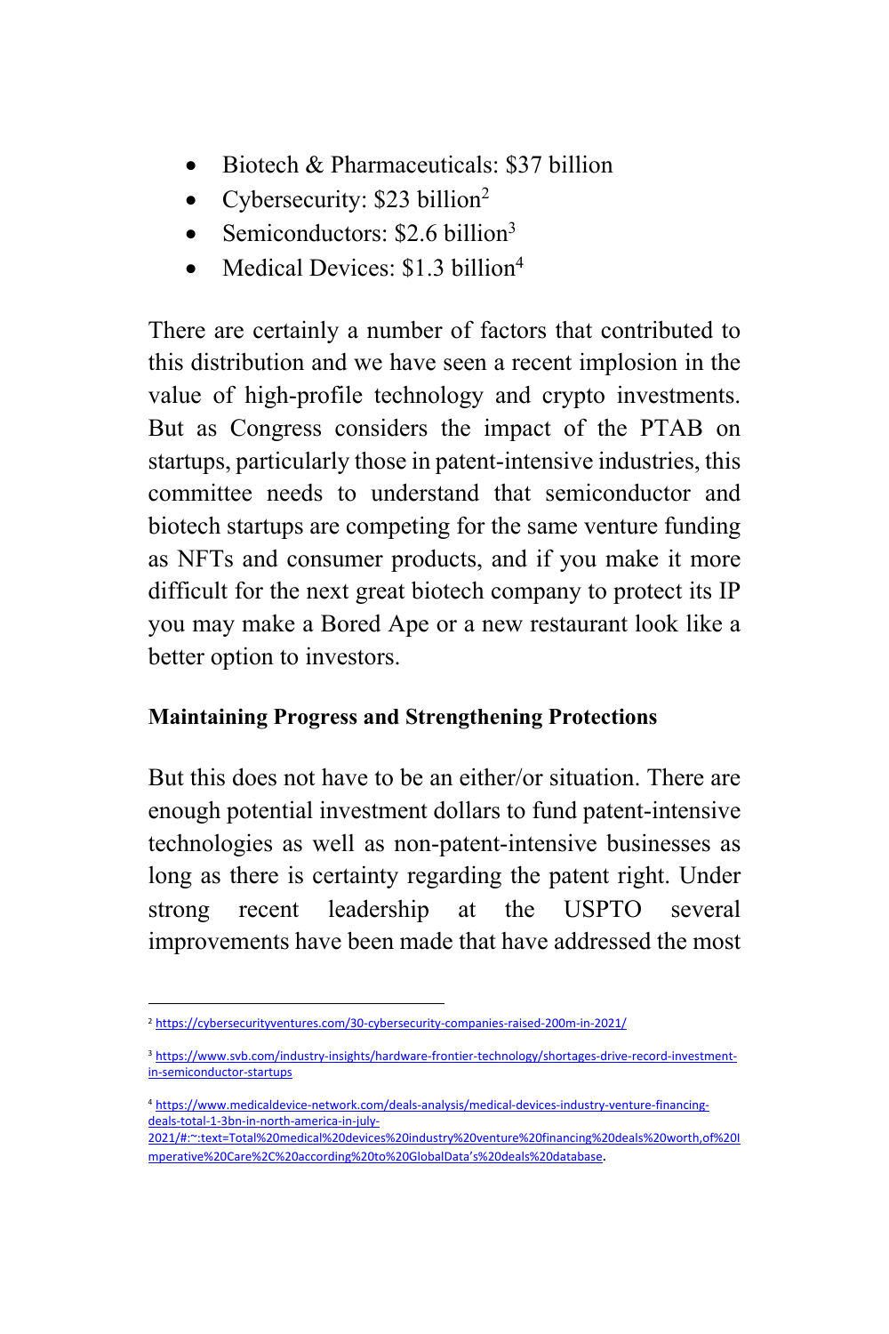- Biotech & Pharmaceuticals: $37 billion
- Cybersecurity: $23 billion[2]
- Semiconductors: $2.6 billion[3]
- Medical Devices: $1.3 billion[4]

There are certainly a number of factors that contributed to this distribution and we have seen a recent implosion in the value of high-profile technology and crypto investments. But as Congress considers the impact of the PTAB on startups, particularly those in patent-intensive industries, this committee needs to understand that semiconductor and biotech startups are competing for the same venture funding as NFTs and consumer products, and if you make it more difficult for the next great biotech company to protect its IP you may make a Bored Ape or a new restaurant look like a better option to investors.

**Maintaining Progress and Strengthening Protections**

But this does not have to be an either/or situation. There are enough potential investment dollars to fund patent-intensive technologies as well as non-patent-intensive businesses as long as there is certainty regarding the patent right. Under strong recent leadership at the USPTO several improvements have been made that have addressed the most

---

[2] https://cybersecurityventures.com/30-cybersecurity-companies-raised-200m-in-2021/

[3] https://www.svb.com/industry-insights/hardware-frontier-technology/shortages-drive-record-investment-in-semiconductor-startups

[4] https://www.medicaldevice-network.com/deals-analysis/medical-devices-industry-venture-financing-deals-total-1-3bn-in-north-america-in-july-2021/#:~:text=Total%20medical%20devices%20industry%20venture%20financing%20deals%20worth,of%20Imperative%20Care%2C%20according%20to%20GlobalData's%20deals%20database.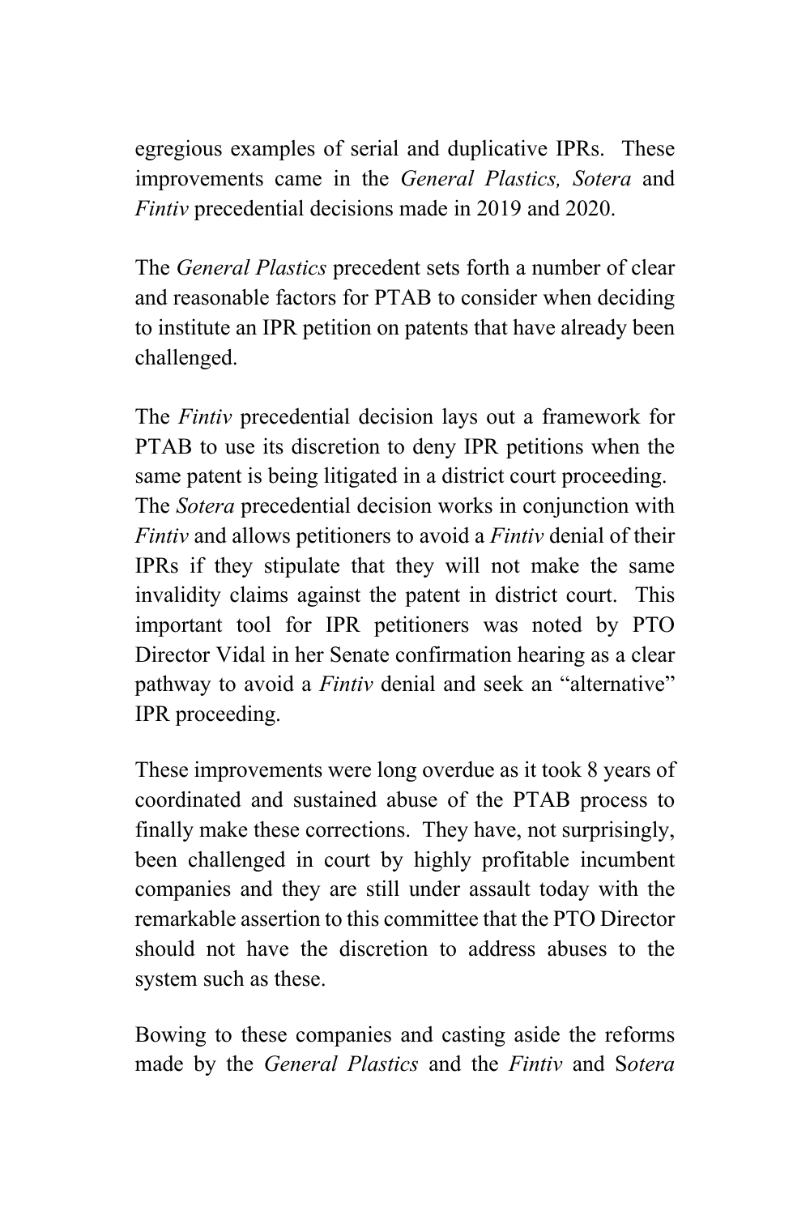egregious examples of serial and duplicative IPRs. These improvements came in the *General Plastics, Sotera* and *Fintiv* precedential decisions made in 2019 and 2020.

The *General Plastics* precedent sets forth a number of clear and reasonable factors for PTAB to consider when deciding to institute an IPR petition on patents that have already been challenged.

The *Fintiv* precedential decision lays out a framework for PTAB to use its discretion to deny IPR petitions when the same patent is being litigated in a district court proceeding. The *Sotera* precedential decision works in conjunction with *Fintiv* and allows petitioners to avoid a *Fintiv* denial of their IPRs if they stipulate that they will not make the same invalidity claims against the patent in district court. This important tool for IPR petitioners was noted by PTO Director Vidal in her Senate confirmation hearing as a clear pathway to avoid a *Fintiv* denial and seek an "alternative" IPR proceeding.

These improvements were long overdue as it took 8 years of coordinated and sustained abuse of the PTAB process to finally make these corrections. They have, not surprisingly, been challenged in court by highly profitable incumbent companies and they are still under assault today with the remarkable assertion to this committee that the PTO Director should not have the discretion to address abuses to the system such as these.

Bowing to these companies and casting aside the reforms made by the *General Plastics* and the *Fintiv* and S*otera*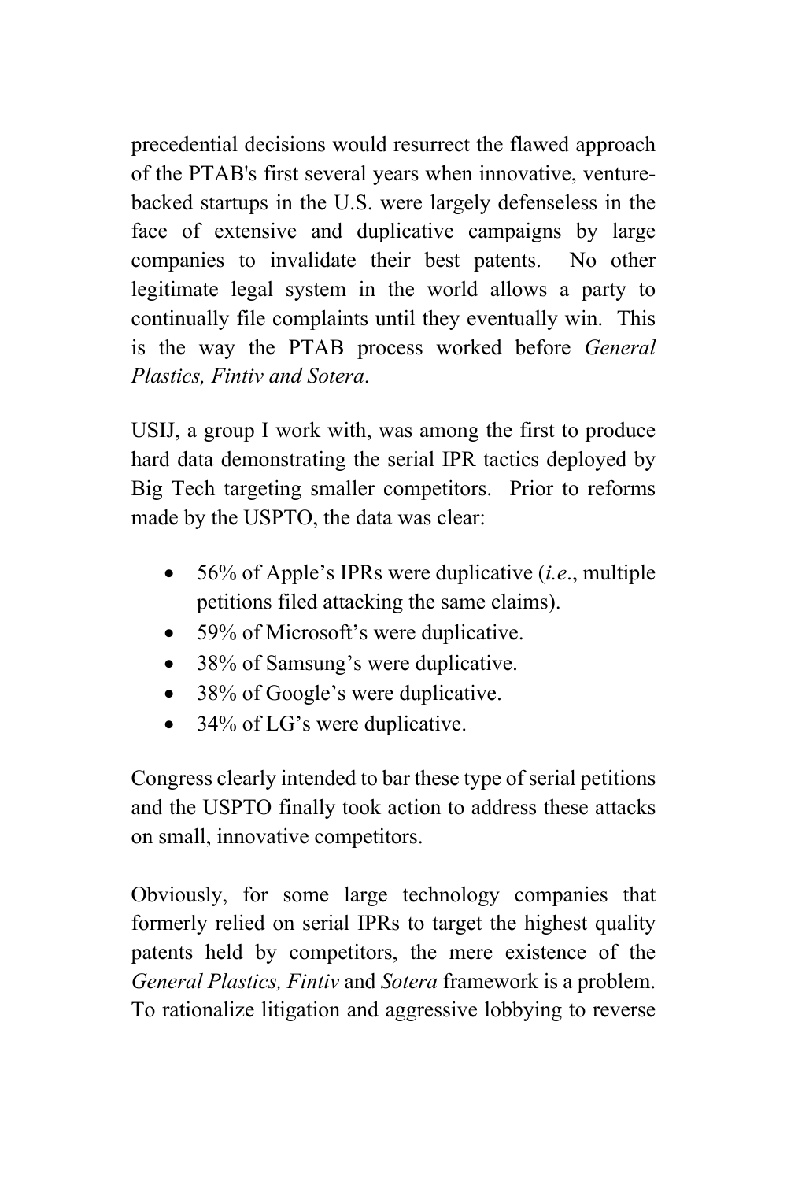precedential decisions would resurrect the flawed approach of the PTAB's first several years when innovative, venture-backed startups in the U.S. were largely defenseless in the face of extensive and duplicative campaigns by large companies to invalidate their best patents. No other legitimate legal system in the world allows a party to continually file complaints until they eventually win. This is the way the PTAB process worked before *General Plastics, Fintiv and Sotera*.

USIJ, a group I work with, was among the first to produce hard data demonstrating the serial IPR tactics deployed by Big Tech targeting smaller competitors. Prior to reforms made by the USPTO, the data was clear:

- 56% of Apple's IPRs were duplicative (*i.e.*, multiple petitions filed attacking the same claims).
- 59% of Microsoft's were duplicative.
- 38% of Samsung's were duplicative.
- 38% of Google's were duplicative.
- 34% of LG's were duplicative.

Congress clearly intended to bar these type of serial petitions and the USPTO finally took action to address these attacks on small, innovative competitors.

Obviously, for some large technology companies that formerly relied on serial IPRs to target the highest quality patents held by competitors, the mere existence of the *General Plastics, Fintiv* and *Sotera* framework is a problem. To rationalize litigation and aggressive lobbying to reverse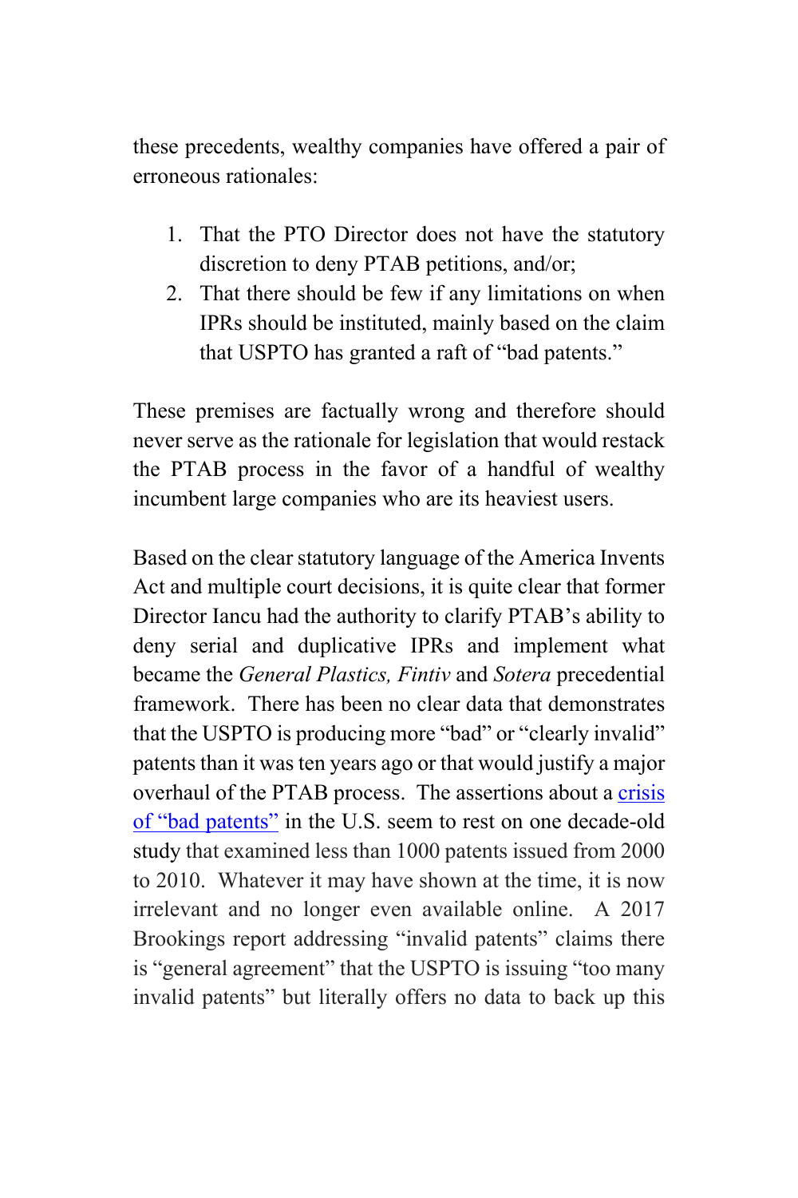these precedents, wealthy companies have offered a pair of erroneous rationales:

1. That the PTO Director does not have the statutory discretion to deny PTAB petitions, and/or;
2. That there should be few if any limitations on when IPRs should be instituted, mainly based on the claim that USPTO has granted a raft of "bad patents."

These premises are factually wrong and therefore should never serve as the rationale for legislation that would restack the PTAB process in the favor of a handful of wealthy incumbent large companies who are its heaviest users.

Based on the clear statutory language of the America Invents Act and multiple court decisions, it is quite clear that former Director Iancu had the authority to clarify PTAB's ability to deny serial and duplicative IPRs and implement what became the *General Plastics, Fintiv* and *Sotera* precedential framework. There has been no clear data that demonstrates that the USPTO is producing more "bad" or "clearly invalid" patents than it was ten years ago or that would justify a major overhaul of the PTAB process. The assertions about a crisis of "bad patents" in the U.S. seem to rest on one decade-old study that examined less than 1000 patents issued from 2000 to 2010. Whatever it may have shown at the time, it is now irrelevant and no longer even available online. A 2017 Brookings report addressing "invalid patents" claims there is "general agreement" that the USPTO is issuing "too many invalid patents" but literally offers no data to back up this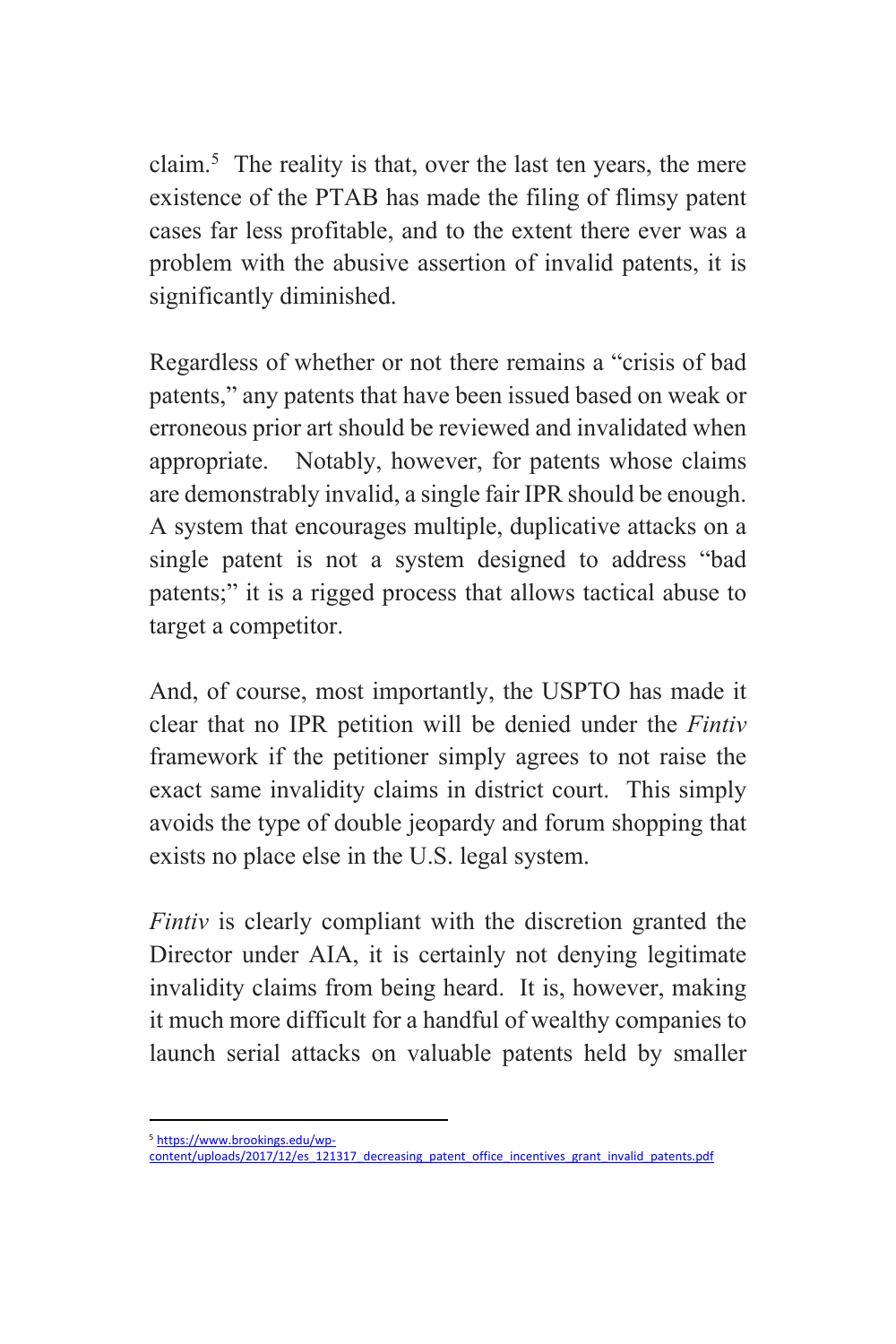claim.[5] The reality is that, over the last ten years, the mere existence of the PTAB has made the filing of flimsy patent cases far less profitable, and to the extent there ever was a problem with the abusive assertion of invalid patents, it is significantly diminished.

Regardless of whether or not there remains a "crisis of bad patents," any patents that have been issued based on weak or erroneous prior art should be reviewed and invalidated when appropriate. Notably, however, for patents whose claims are demonstrably invalid, a single fair IPR should be enough. A system that encourages multiple, duplicative attacks on a single patent is not a system designed to address "bad patents;" it is a rigged process that allows tactical abuse to target a competitor.

And, of course, most importantly, the USPTO has made it clear that no IPR petition will be denied under the *Fintiv* framework if the petitioner simply agrees to not raise the exact same invalidity claims in district court. This simply avoids the type of double jeopardy and forum shopping that exists no place else in the U.S. legal system.

*Fintiv* is clearly compliant with the discretion granted the Director under AIA, it is certainly not denying legitimate invalidity claims from being heard. It is, however, making it much more difficult for a handful of wealthy companies to launch serial attacks on valuable patents held by smaller

---

[5] https://www.brookings.edu/wp-content/uploads/2017/12/es_121317_decreasing_patent_office_incentives_grant_invalid_patents.pdf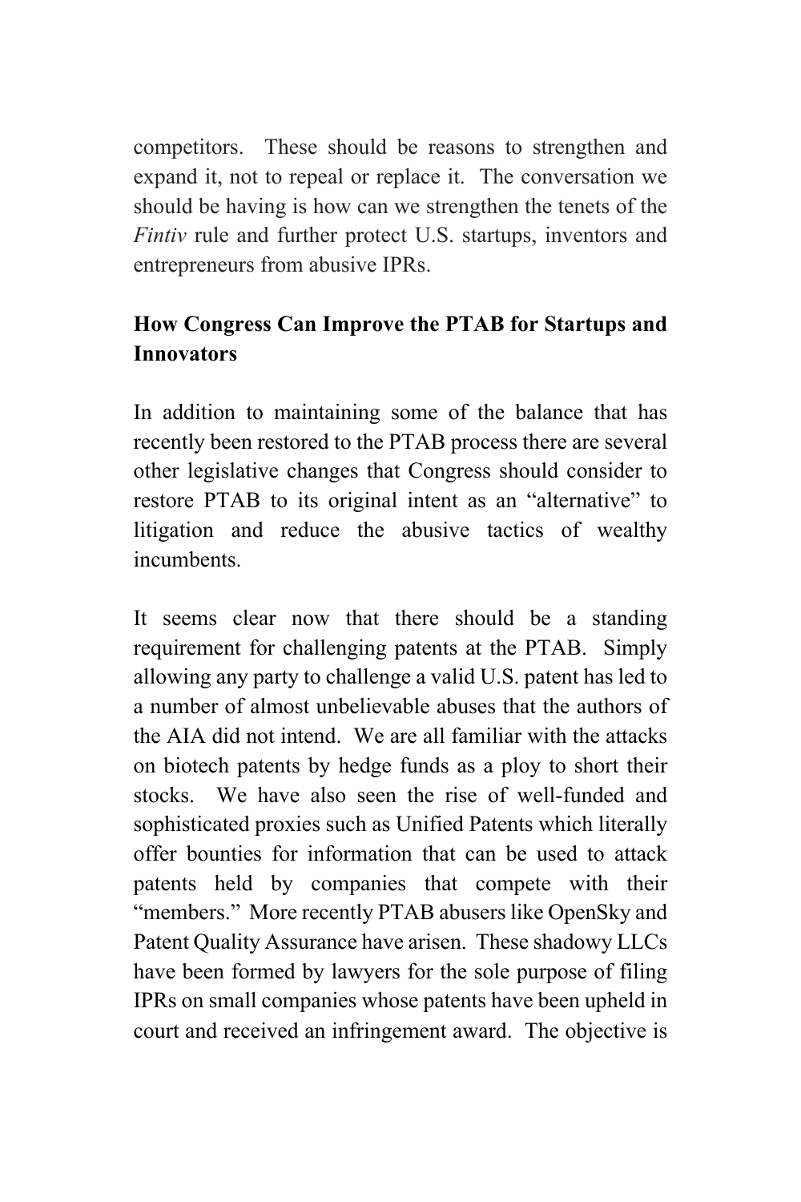competitors. These should be reasons to strengthen and expand it, not to repeal or replace it. The conversation we should be having is how can we strengthen the tenets of the *Fintiv* rule and further protect U.S. startups, inventors and entrepreneurs from abusive IPRs.

**How Congress Can Improve the PTAB for Startups and Innovators**

In addition to maintaining some of the balance that has recently been restored to the PTAB process there are several other legislative changes that Congress should consider to restore PTAB to its original intent as an "alternative" to litigation and reduce the abusive tactics of wealthy incumbents.

It seems clear now that there should be a standing requirement for challenging patents at the PTAB. Simply allowing any party to challenge a valid U.S. patent has led to a number of almost unbelievable abuses that the authors of the AIA did not intend. We are all familiar with the attacks on biotech patents by hedge funds as a ploy to short their stocks. We have also seen the rise of well-funded and sophisticated proxies such as Unified Patents which literally offer bounties for information that can be used to attack patents held by companies that compete with their "members." More recently PTAB abusers like OpenSky and Patent Quality Assurance have arisen. These shadowy LLCs have been formed by lawyers for the sole purpose of filing IPRs on small companies whose patents have been upheld in court and received an infringement award. The objective is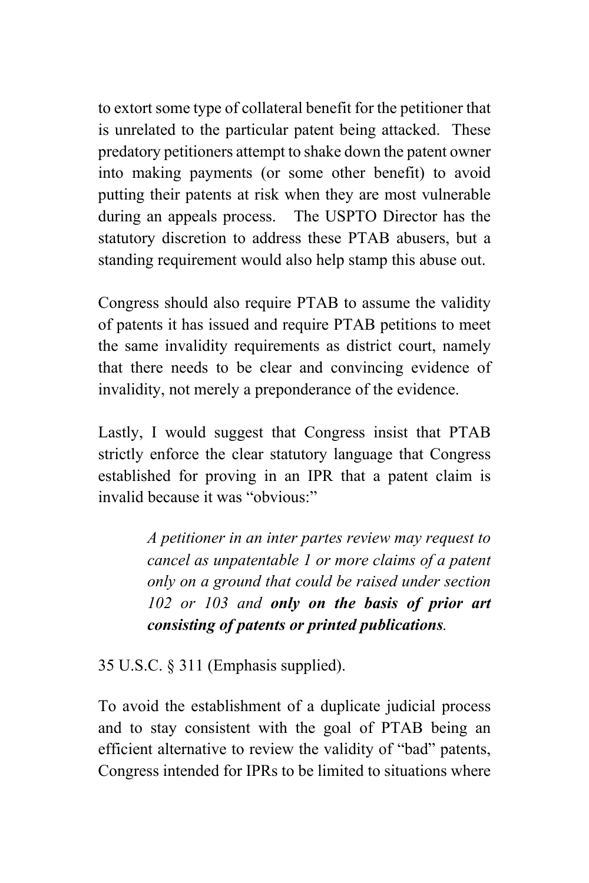to extort some type of collateral benefit for the petitioner that is unrelated to the particular patent being attacked. These predatory petitioners attempt to shake down the patent owner into making payments (or some other benefit) to avoid putting their patents at risk when they are most vulnerable during an appeals process. The USPTO Director has the statutory discretion to address these PTAB abusers, but a standing requirement would also help stamp this abuse out.

Congress should also require PTAB to assume the validity of patents it has issued and require PTAB petitions to meet the same invalidity requirements as district court, namely that there needs to be clear and convincing evidence of invalidity, not merely a preponderance of the evidence.

Lastly, I would suggest that Congress insist that PTAB strictly enforce the clear statutory language that Congress established for proving in an IPR that a patent claim is invalid because it was "obvious:"

> *A petitioner in an inter partes review may request to cancel as unpatentable 1 or more claims of a patent only on a ground that could be raised under section 102 or 103 and* ***only on the basis of prior art consisting of patents or printed publications****.*

35 U.S.C. § 311 (Emphasis supplied).

To avoid the establishment of a duplicate judicial process and to stay consistent with the goal of PTAB being an efficient alternative to review the validity of "bad" patents, Congress intended for IPRs to be limited to situations where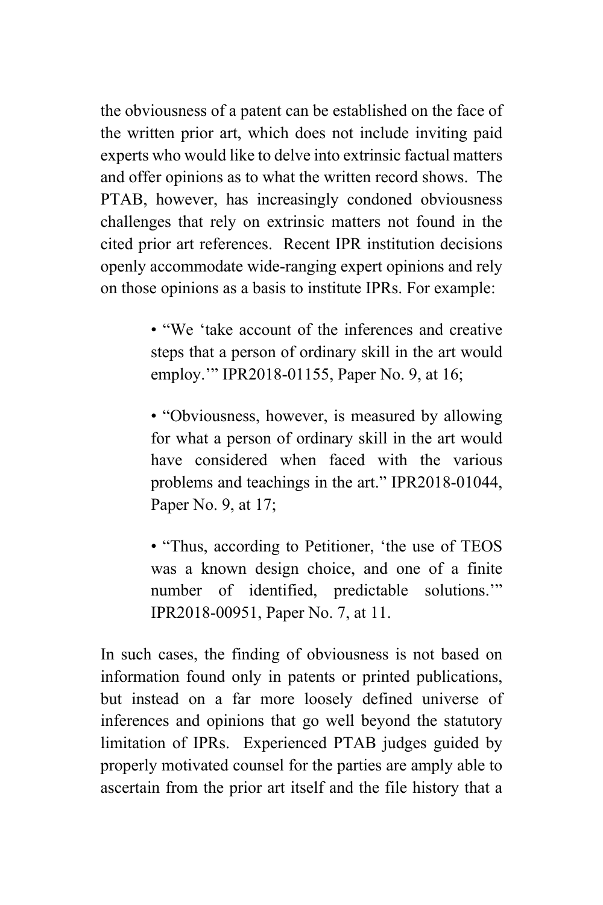the obviousness of a patent can be established on the face of the written prior art, which does not include inviting paid experts who would like to delve into extrinsic factual matters and offer opinions as to what the written record shows. The PTAB, however, has increasingly condoned obviousness challenges that rely on extrinsic matters not found in the cited prior art references. Recent IPR institution decisions openly accommodate wide-ranging expert opinions and rely on those opinions as a basis to institute IPRs. For example:

> • "We 'take account of the inferences and creative steps that a person of ordinary skill in the art would employ.'" IPR2018-01155, Paper No. 9, at 16;
>
> • "Obviousness, however, is measured by allowing for what a person of ordinary skill in the art would have considered when faced with the various problems and teachings in the art." IPR2018-01044, Paper No. 9, at 17;
>
> • "Thus, according to Petitioner, 'the use of TEOS was a known design choice, and one of a finite number of identified, predictable solutions.'" IPR2018-00951, Paper No. 7, at 11.

In such cases, the finding of obviousness is not based on information found only in patents or printed publications, but instead on a far more loosely defined universe of inferences and opinions that go well beyond the statutory limitation of IPRs. Experienced PTAB judges guided by properly motivated counsel for the parties are amply able to ascertain from the prior art itself and the file history that a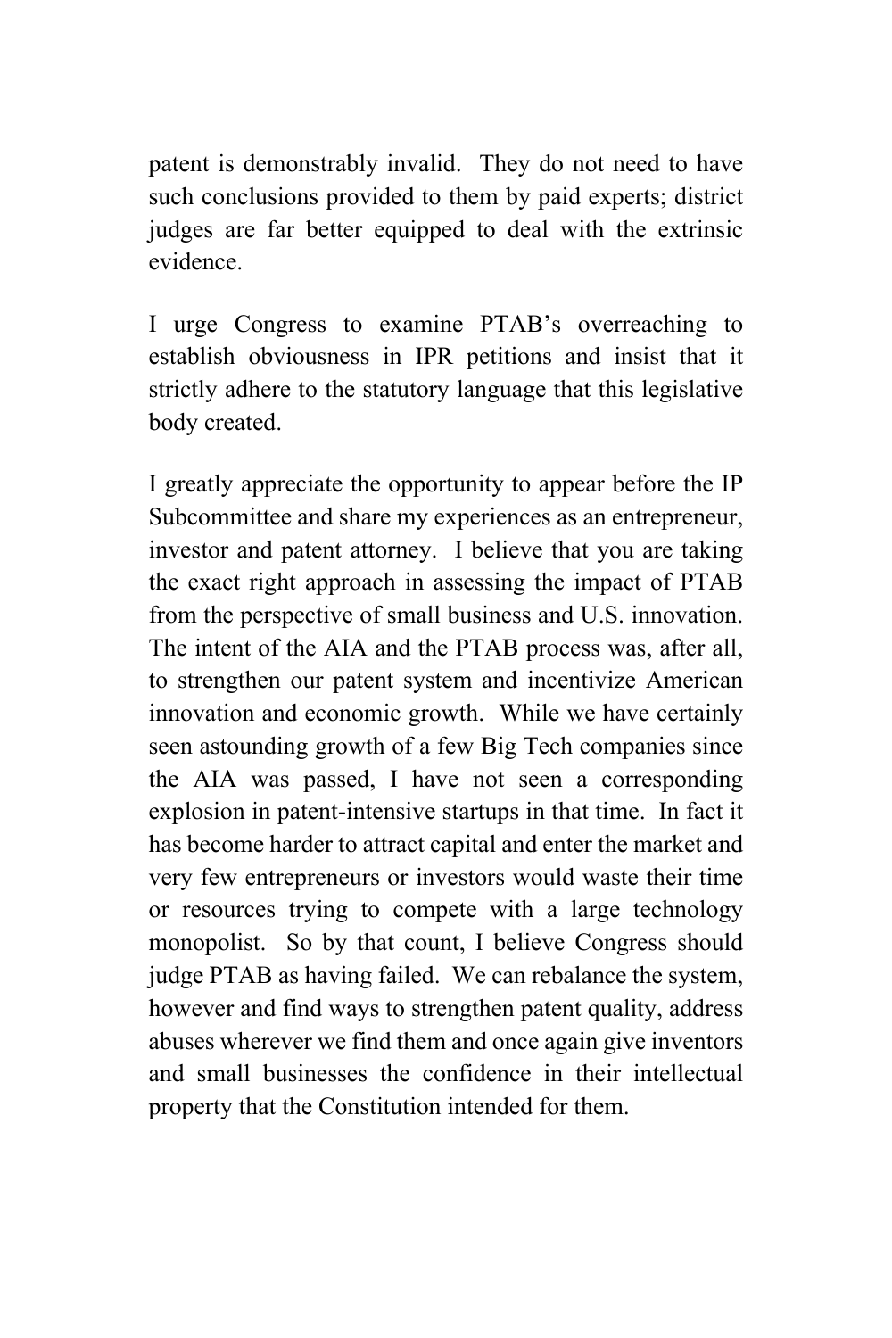patent is demonstrably invalid. They do not need to have such conclusions provided to them by paid experts; district judges are far better equipped to deal with the extrinsic evidence.

I urge Congress to examine PTAB's overreaching to establish obviousness in IPR petitions and insist that it strictly adhere to the statutory language that this legislative body created.

I greatly appreciate the opportunity to appear before the IP Subcommittee and share my experiences as an entrepreneur, investor and patent attorney. I believe that you are taking the exact right approach in assessing the impact of PTAB from the perspective of small business and U.S. innovation. The intent of the AIA and the PTAB process was, after all, to strengthen our patent system and incentivize American innovation and economic growth. While we have certainly seen astounding growth of a few Big Tech companies since the AIA was passed, I have not seen a corresponding explosion in patent-intensive startups in that time. In fact it has become harder to attract capital and enter the market and very few entrepreneurs or investors would waste their time or resources trying to compete with a large technology monopolist. So by that count, I believe Congress should judge PTAB as having failed. We can rebalance the system, however and find ways to strengthen patent quality, address abuses wherever we find them and once again give inventors and small businesses the confidence in their intellectual property that the Constitution intended for them.